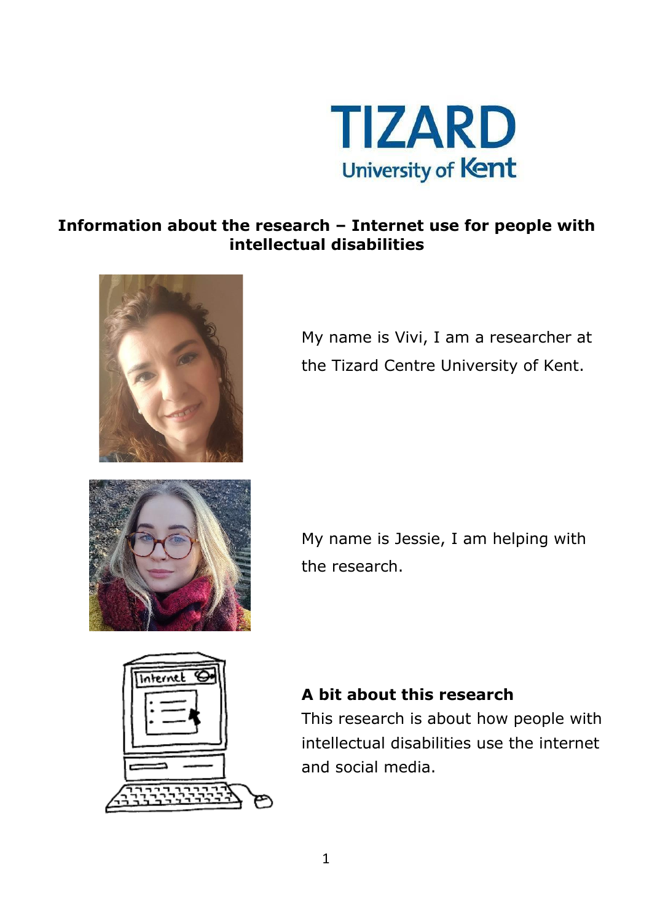TIZARD
University of Kent

# Information about the research – Internet use for people with intellectual disabilities

My name is Vivi, I am a researcher at the Tizard Centre University of Kent.

My name is Jessie, I am helping with the research.

**A bit about this research**

This research is about how people with intellectual disabilities use the internet and social media.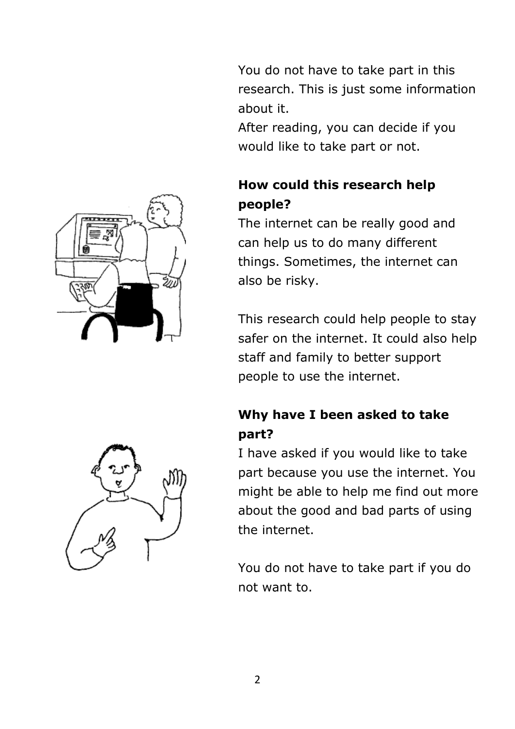You do not have to take part in this research. This is just some information about it.

After reading, you can decide if you would like to take part or not.

**How could this research help people?**

The internet can be really good and can help us to do many different things. Sometimes, the internet can also be risky.

This research could help people to stay safer on the internet. It could also help staff and family to better support people to use the internet.

**Why have I been asked to take part?**

I have asked if you would like to take part because you use the internet. You might be able to help me find out more about the good and bad parts of using the internet.

You do not have to take part if you do not want to.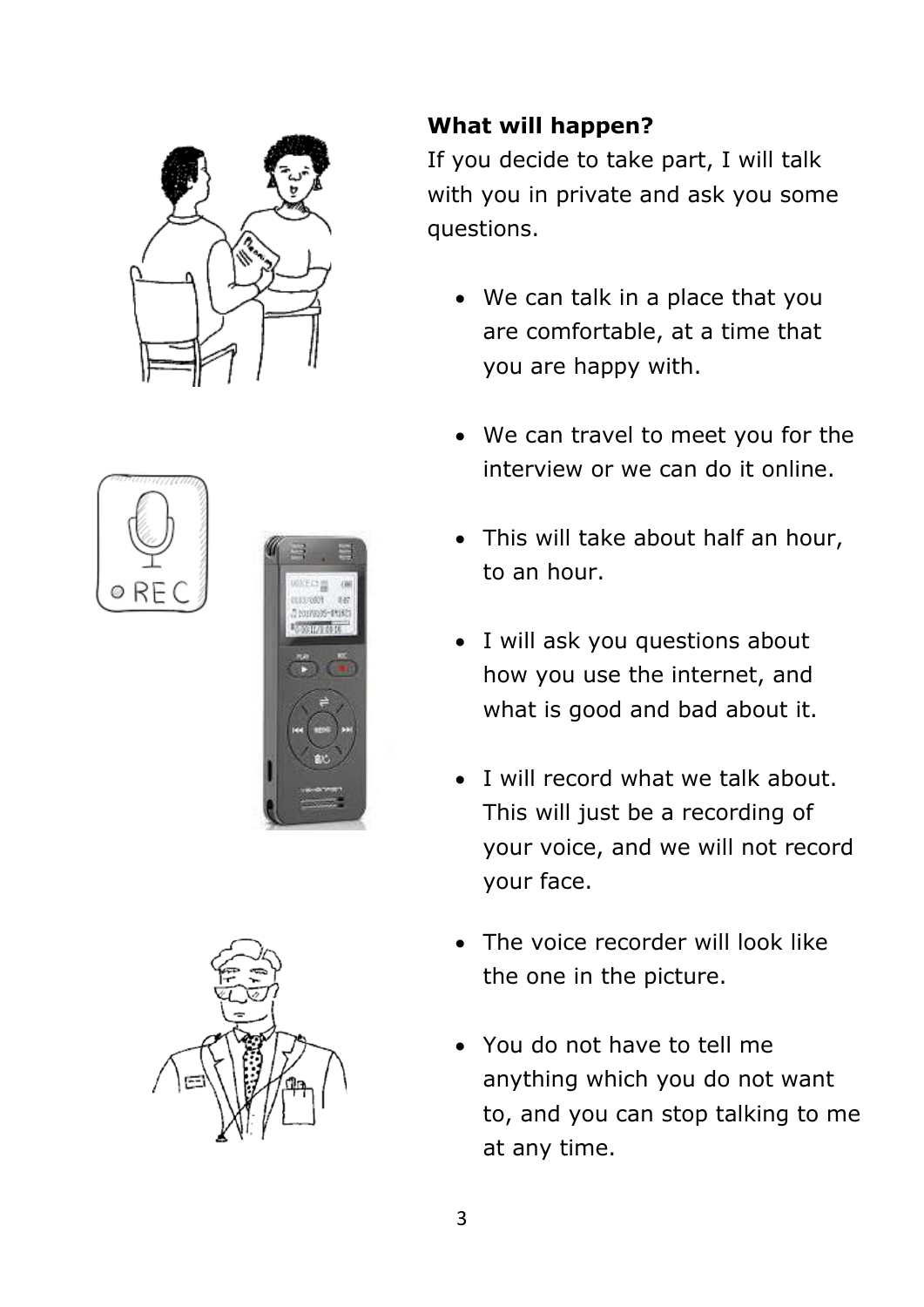**What will happen?**

If you decide to take part, I will talk with you in private and ask you some questions.

- We can talk in a place that you are comfortable, at a time that you are happy with.
- We can travel to meet you for the interview or we can do it online.
- This will take about half an hour, to an hour.
- I will ask you questions about how you use the internet, and what is good and bad about it.
- I will record what we talk about. This will just be a recording of your voice, and we will not record your face.
- The voice recorder will look like the one in the picture.
- You do not have to tell me anything which you do not want to, and you can stop talking to me at any time.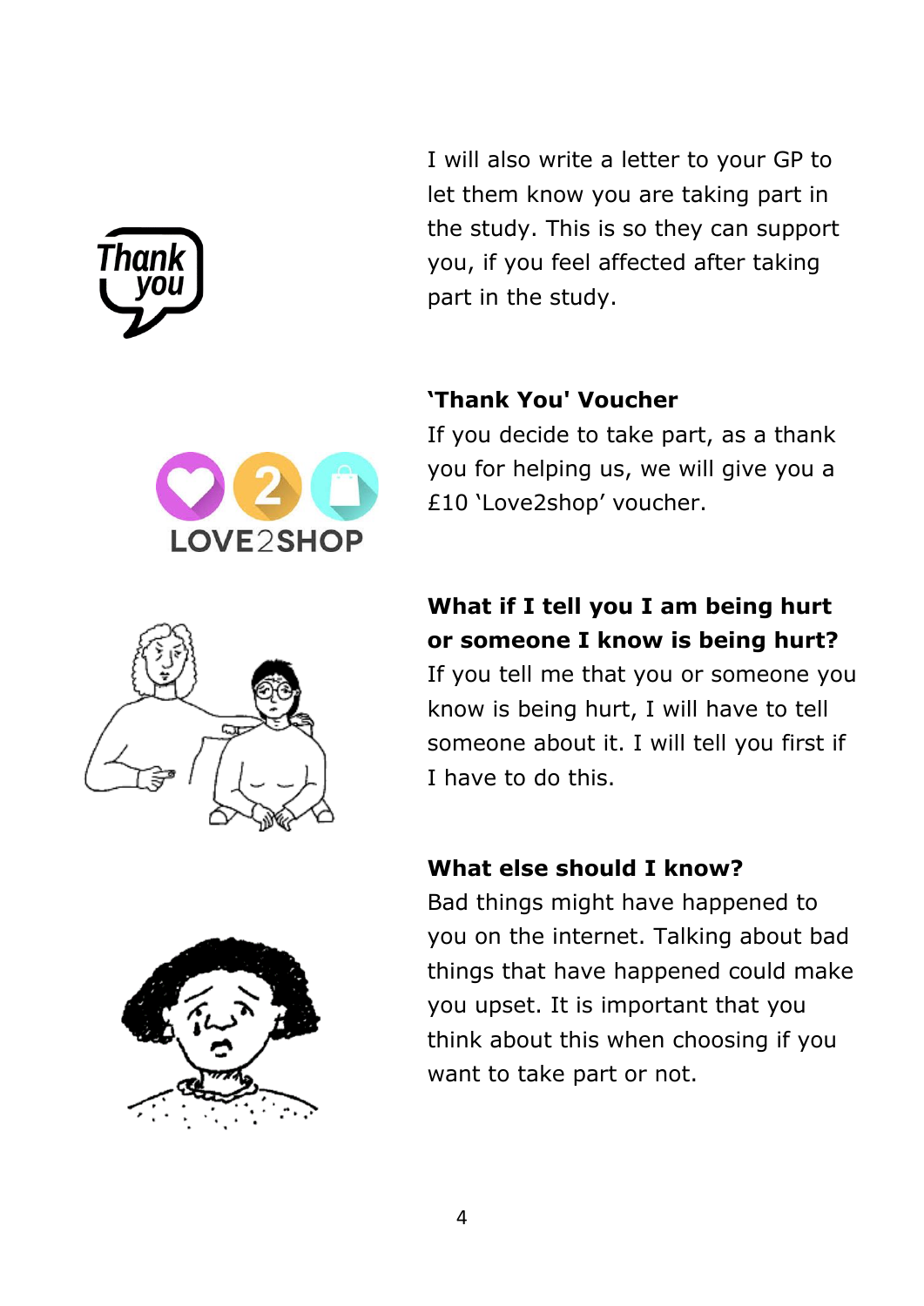I will also write a letter to your GP to let them know you are taking part in the study. This is so they can support you, if you feel affected after taking part in the study.

**'Thank You' Voucher**

If you decide to take part, as a thank you for helping us, we will give you a £10 'Love2shop' voucher.

**What if I tell you I am being hurt or someone I know is being hurt?**

If you tell me that you or someone you know is being hurt, I will have to tell someone about it. I will tell you first if I have to do this.

**What else should I know?**

Bad things might have happened to you on the internet. Talking about bad things that have happened could make you upset. It is important that you think about this when choosing if you want to take part or not.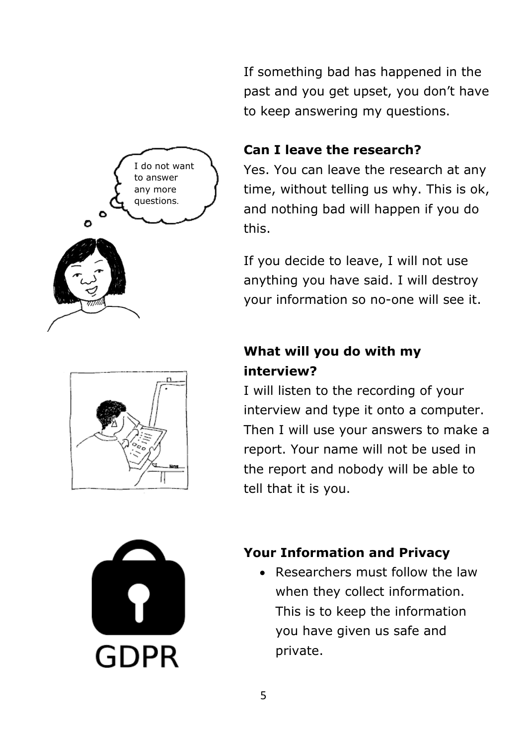If something bad has happened in the past and you get upset, you don't have to keep answering my questions.

**Can I leave the research?**

Yes. You can leave the research at any time, without telling us why. This is ok, and nothing bad will happen if you do this.

If you decide to leave, I will not use anything you have said. I will destroy your information so no-one will see it.

**What will you do with my interview?**

I will listen to the recording of your interview and type it onto a computer. Then I will use your answers to make a report. Your name will not be used in the report and nobody will be able to tell that it is you.

**Your Information and Privacy**

- Researchers must follow the law when they collect information. This is to keep the information you have given us safe and private.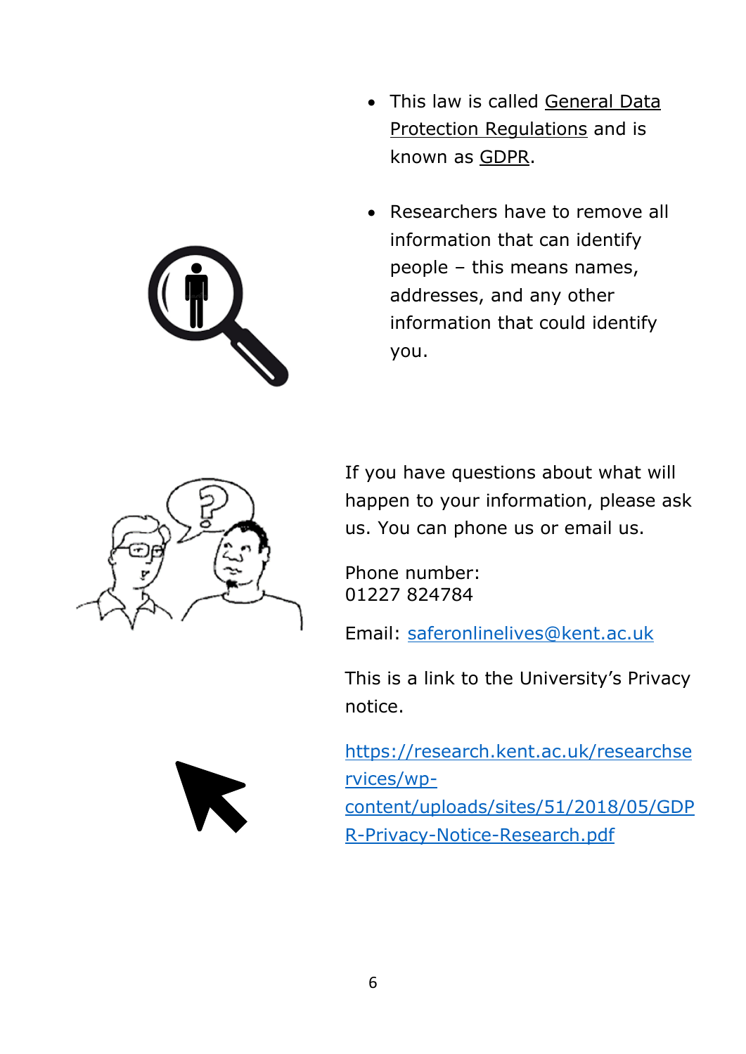- This law is called General Data Protection Regulations and is known as GDPR.

- Researchers have to remove all information that can identify people – this means names, addresses, and any other information that could identify you.

If you have questions about what will happen to your information, please ask us. You can phone us or email us.

Phone number:
01227 824784

Email: saferonlinelives@kent.ac.uk

This is a link to the University's Privacy notice.

https://research.kent.ac.uk/researchservices/wp-content/uploads/sites/51/2018/05/GDPR-Privacy-Notice-Research.pdf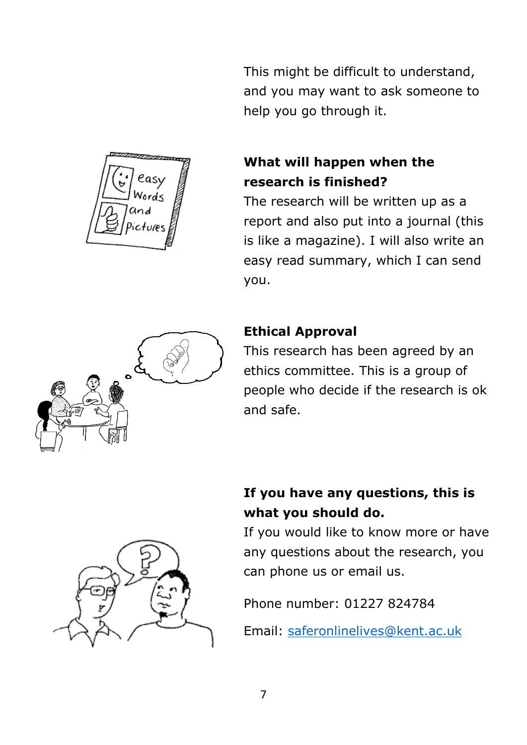This might be difficult to understand, and you may want to ask someone to help you go through it.

## What will happen when the research is finished?

The research will be written up as a report and also put into a journal (this is like a magazine). I will also write an easy read summary, which I can send you.

## Ethical Approval

This research has been agreed by an ethics committee. This is a group of people who decide if the research is ok and safe.

## If you have any questions, this is what you should do.

If you would like to know more or have any questions about the research, you can phone us or email us.

Phone number: 01227 824784

Email: saferonlinelives@kent.ac.uk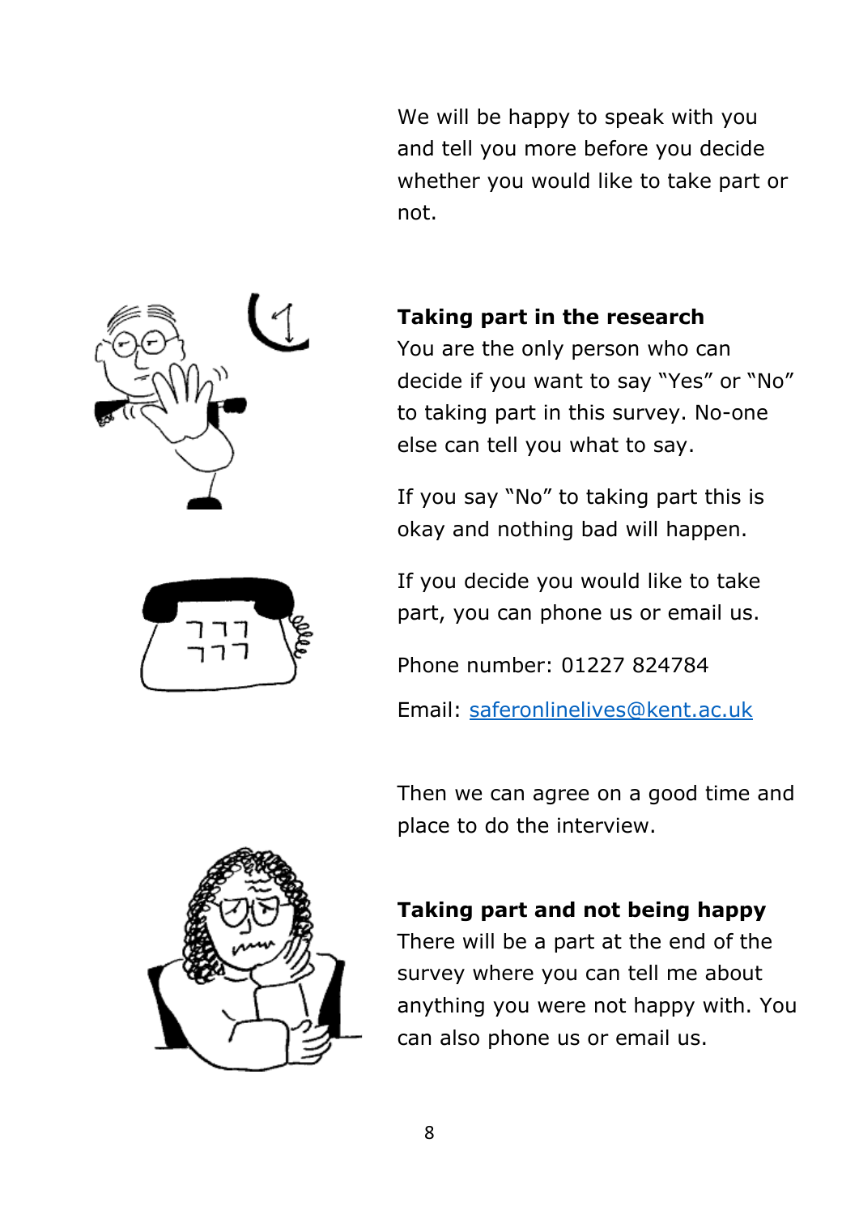We will be happy to speak with you and tell you more before you decide whether you would like to take part or not.

**Taking part in the research**

You are the only person who can decide if you want to say “Yes” or “No” to taking part in this survey. No-one else can tell you what to say.

If you say “No” to taking part this is okay and nothing bad will happen.

If you decide you would like to take part, you can phone us or email us.

Phone number: 01227 824784

Email: [saferonlinelives@kent.ac.uk](mailto:saferonlinelives@kent.ac.uk)

Then we can agree on a good time and place to do the interview.

**Taking part and not being happy**

There will be a part at the end of the survey where you can tell me about anything you were not happy with. You can also phone us or email us.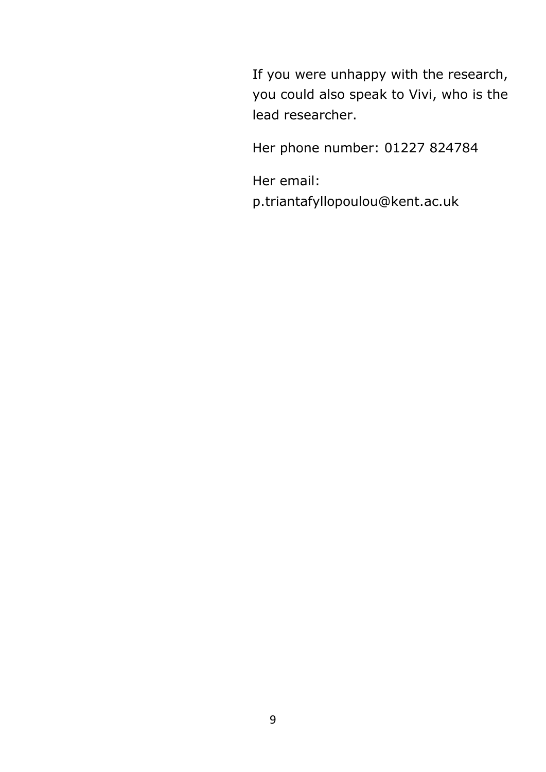If you were unhappy with the research, you could also speak to Vivi, who is the lead researcher.

Her phone number: 01227 824784

Her email:
p.triantafyllopoulou@kent.ac.uk